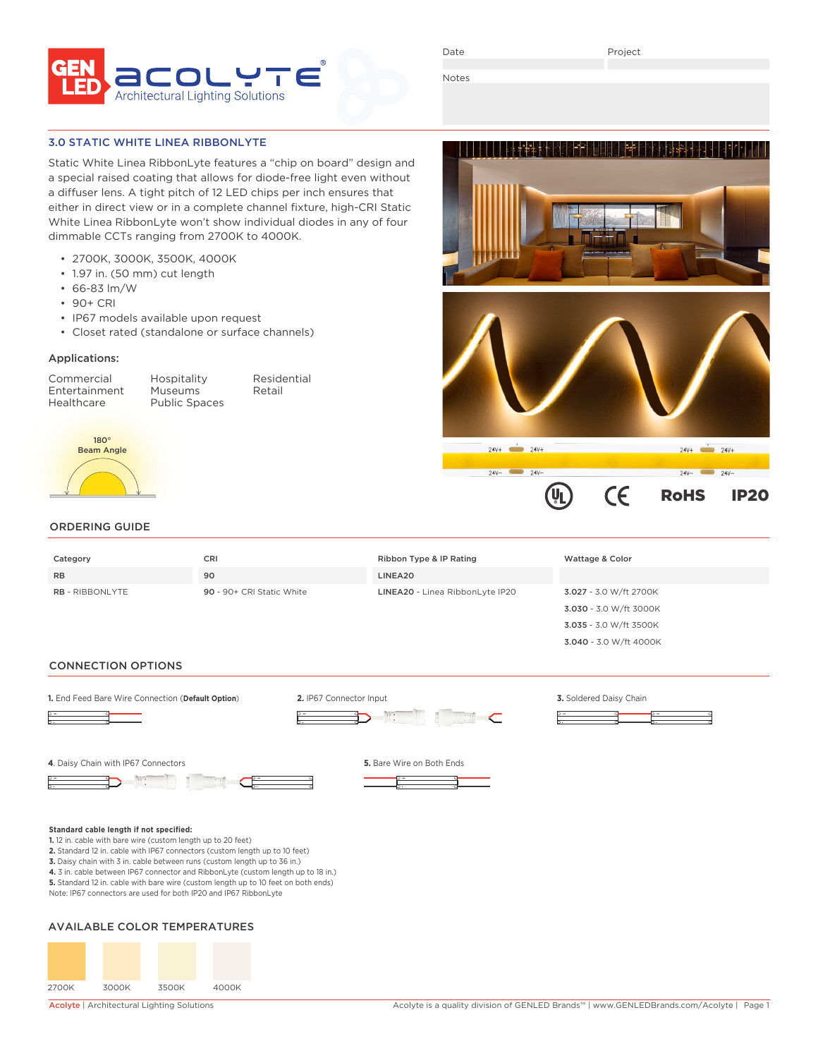GEN LED acolyte® Architectural Lighting Solutions

Date | Project

Notes

## 3.0 STATIC WHITE LINEA RIBBONLYTE

Static White Linea RibbonLyte features a "chip on board" design and a special raised coating that allows for diode-free light even without a diffuser lens. A tight pitch of 12 LED chips per inch ensures that either in direct view or in a complete channel fixture, high-CRI Static White Linea RibbonLyte won't show individual diodes in any of four dimmable CCTs ranging from 2700K to 4000K.

- 2700K, 3000K, 3500K, 4000K
- 1.97 in. (50 mm) cut length
- 66-83 lm/W
- 90+ CRI
- IP67 models available upon request
- Closet rated (standalone or surface channels)

### Applications:

Commercial
Entertainment
Healthcare
Hospitality
Museums
Public Spaces
Residential
Retail

180° Beam Angle

24V+ 24V+ 24V+ 24V+
24V− 24V− 24V− 24V−

UL CE RoHS IP20

## ORDERING GUIDE

| Category | CRI | Ribbon Type & IP Rating | Wattage & Color |
|---|---|---|---|
| RB | 90 | LINEA20 | |
| **RB** - RIBBONLYTE | **90** - 90+ CRI Static White | **LINEA20** - Linea RibbonLyte IP20 | **3.027** - 3.0 W/ft 2700K |
| | | | **3.030** - 3.0 W/ft 3000K |
| | | | **3.035** - 3.0 W/ft 3500K |
| | | | **3.040** - 3.0 W/ft 4000K |

## CONNECTION OPTIONS

**1.** End Feed Bare Wire Connection (**Default Option**)

**2.** IP67 Connector Input

**3.** Soldered Daisy Chain

**4.** Daisy Chain with IP67 Connectors

**5.** Bare Wire on Both Ends

**Standard cable length if not specified:**
**1.** 12 in. cable with bare wire (custom length up to 20 feet)
**2.** Standard 12 in. cable with IP67 connectors (custom length up to 10 feet)
**3.** Daisy chain with 3 in. cable between runs (custom length up to 36 in.)
**4.** 3 in. cable between IP67 connector and RibbonLyte (custom length up to 18 in.)
**5.** Standard 12 in. cable with bare wire (custom length up to 10 feet on both ends)
Note: IP67 connectors are used for both IP20 and IP67 RibbonLyte

## AVAILABLE COLOR TEMPERATURES

2700K 3000K 3500K 4000K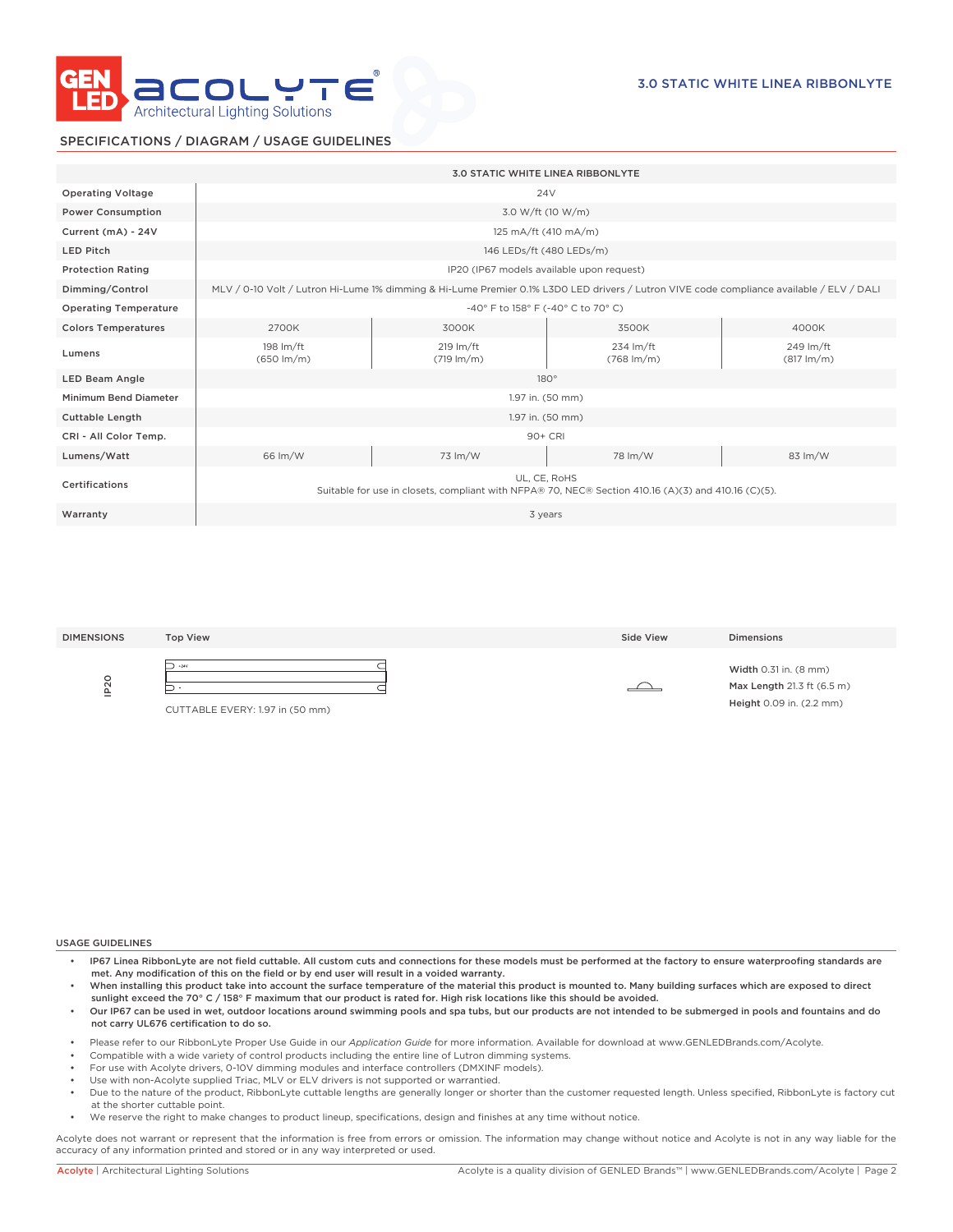# 3.0 STATIC WHITE LINEA RIBBONLYTE

## SPECIFICATIONS / DIAGRAM / USAGE GUIDELINES

| | 3.0 STATIC WHITE LINEA RIBBONLYTE | | | |
|---|---|---|---|---|
| Operating Voltage | 24V | | | |
| Power Consumption | 3.0 W/ft (10 W/m) | | | |
| Current (mA) - 24V | 125 mA/ft (410 mA/m) | | | |
| LED Pitch | 146 LEDs/ft (480 LEDs/m) | | | |
| Protection Rating | IP20 (IP67 models available upon request) | | | |
| Dimming/Control | MLV / 0-10 Volt / Lutron Hi-Lume 1% dimming & Hi-Lume Premier 0.1% L3D0 LED drivers / Lutron VIVE code compliance available / ELV / DALI | | | |
| Operating Temperature | -40° F to 158° F (-40° C to 70° C) | | | |
| Colors Temperatures | 2700K | 3000K | 3500K | 4000K |
| Lumens | 198 lm/ft (650 lm/m) | 219 lm/ft (719 lm/m) | 234 lm/ft (768 lm/m) | 249 lm/ft (817 lm/m) |
| LED Beam Angle | 180° | | | |
| Minimum Bend Diameter | 1.97 in. (50 mm) | | | |
| Cuttable Length | 1.97 in. (50 mm) | | | |
| CRI - All Color Temp. | 90+ CRI | | | |
| Lumens/Watt | 66 lm/W | 73 lm/W | 78 lm/W | 83 lm/W |
| Certifications | UL, CE, RoHS<br>Suitable for use in closets, compliant with NFPA® 70, NEC® Section 410.16 (A)(3) and 410.16 (C)(5). | | | |
| Warranty | 3 years | | | |

| DIMENSIONS | Top View | Side View | Dimensions |
|---|---|---|---|
| IP20 | CUTTABLE EVERY: 1.97 in (50 mm) | | **Width** 0.31 in. (8 mm)<br>**Max Length** 21.3 ft (6.5 m)<br>**Height** 0.09 in. (2.2 mm) |

### USAGE GUIDELINES

- **IP67 Linea RibbonLyte are not field cuttable. All custom cuts and connections for these models must be performed at the factory to ensure waterproofing standards are met. Any modification of this on the field or by end user will result in a voided warranty.**
- **When installing this product take into account the surface temperature of the material this product is mounted to. Many building surfaces which are exposed to direct sunlight exceed the 70° C / 158° F maximum that our product is rated for. High risk locations like this should be avoided.**
- **Our IP67 can be used in wet, outdoor locations around swimming pools and spa tubs, but our products are not intended to be submerged in pools and fountains and do not carry UL676 certification to do so.**
- Please refer to our RibbonLyte Proper Use Guide in our *Application Guide* for more information. Available for download at www.GENLEDBrands.com/Acolyte.
- Compatible with a wide variety of control products including the entire line of Lutron dimming systems.
- For use with Acolyte drivers, 0-10V dimming modules and interface controllers (DMXINF models).
- Use with non-Acolyte supplied Triac, MLV or ELV drivers is not supported or warrantied.
- Due to the nature of the product, RibbonLyte cuttable lengths are generally longer or shorter than the customer requested length. Unless specified, RibbonLyte is factory cut at the shorter cuttable point.
- We reserve the right to make changes to product lineup, specifications, design and finishes at any time without notice.

Acolyte does not warrant or represent that the information is free from errors or omission. The information may change without notice and Acolyte is not in any way liable for the accuracy of any information printed and stored or in any way interpreted or used.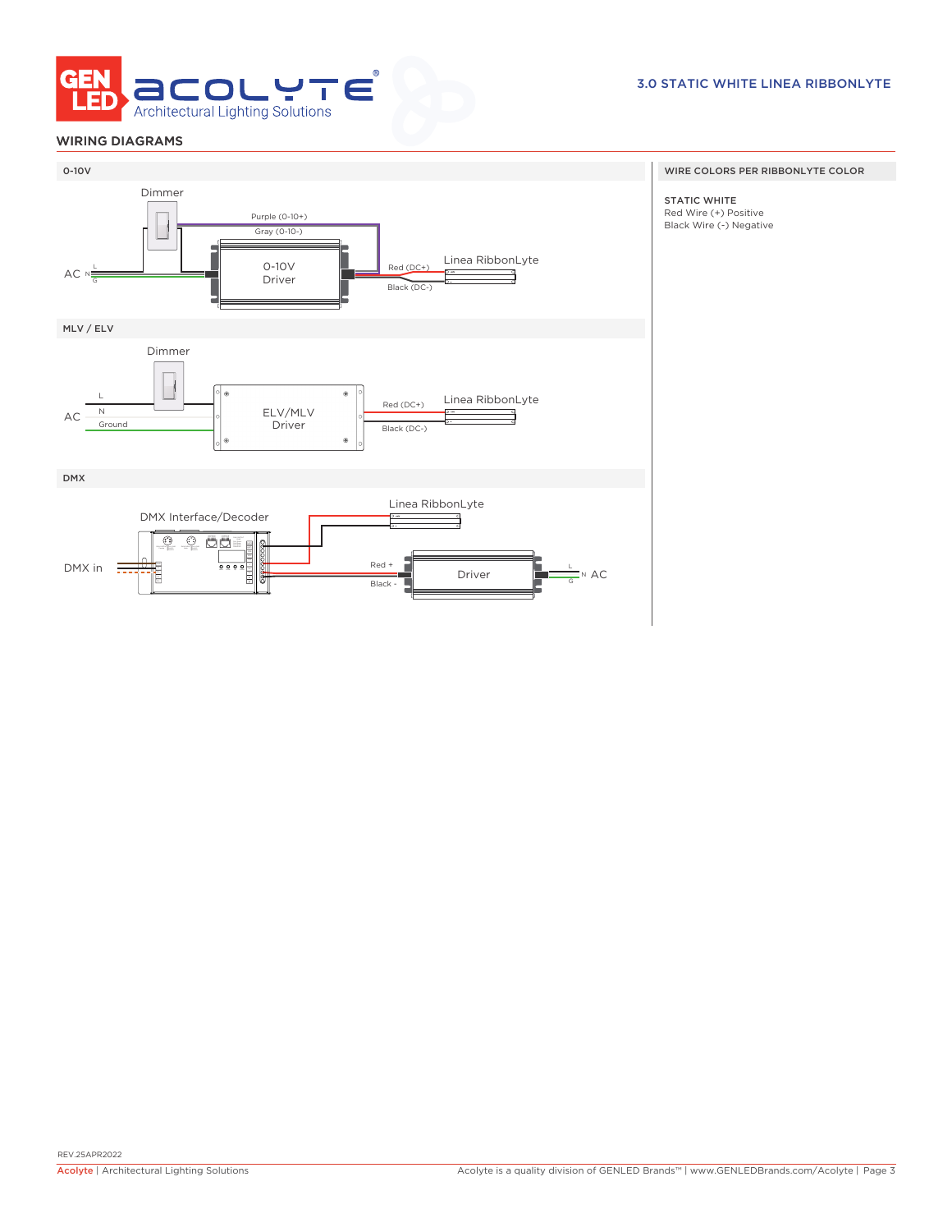## 3.0 STATIC WHITE LINEA RIBBONLYTE

## WIRING DIAGRAMS

### 0-10V

Dimmer

Purple (0-10+)

Gray (0-10-)

AC L N G

0-10V Driver

Red (DC+)

Black (DC-)

Linea RibbonLyte

### MLV / ELV

Dimmer

AC L N Ground

ELV/MLV Driver

Red (DC+)

Black (DC-)

Linea RibbonLyte

### DMX

Linea RibbonLyte

DMX Interface/Decoder

DMX in

Red +

Black -

Driver

L N G AC

### WIRE COLORS PER RIBBONLYTE COLOR

**STATIC WHITE**
Red Wire (+) Positive
Black Wire (-) Negative

REV.25APR2022